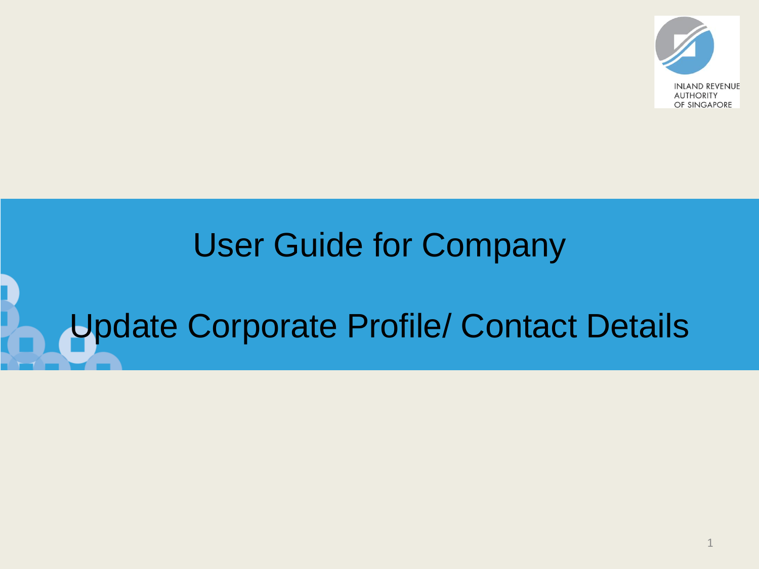# User Guide for Company

## Update Corporate Profile/ Contact Details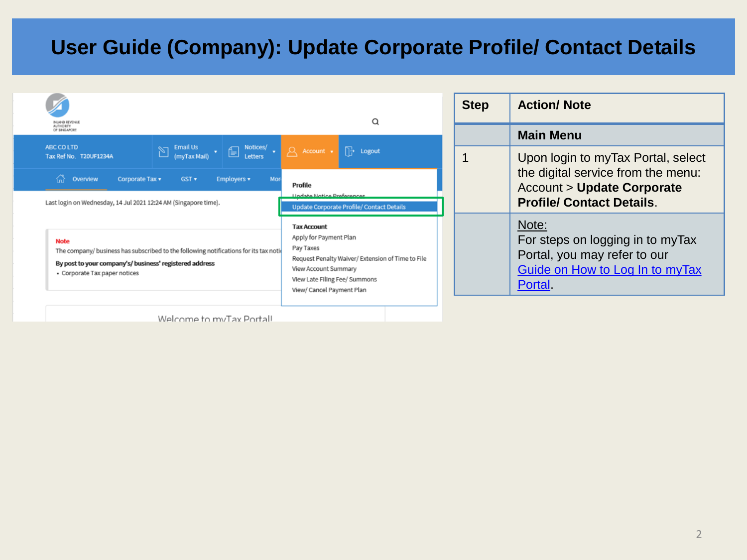# User Guide (Company): Update Corporate Profile/ Contact Details

| Step | Action/ Note |
|---|---|
| | **Main Menu** |
| 1 | Upon login to myTax Portal, select the digital service from the menu: Account > **Update Corporate Profile/ Contact Details**. |
| | Note:<br>For steps on logging in to myTax Portal, you may refer to our Guide on How to Log In to myTax Portal. |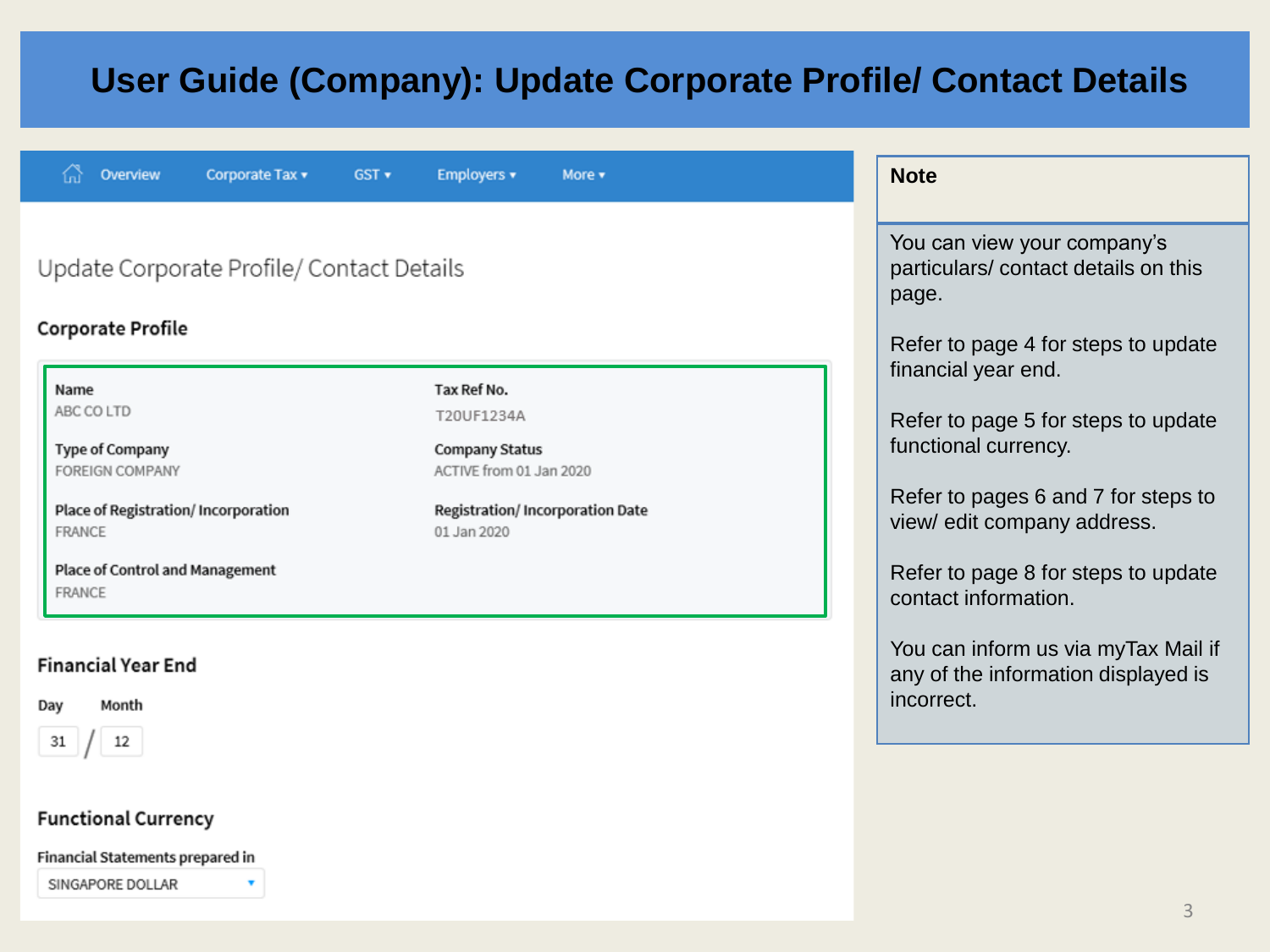# User Guide (Company): Update Corporate Profile/ Contact Details

Overview | Corporate Tax ▾ | GST ▾ | Employers ▾ | More ▾

## Update Corporate Profile/ Contact Details

### Corporate Profile

| | |
|---|---|
| **Name**<br>ABC CO LTD | **Tax Ref No.**<br>T20UF1234A |
| **Type of Company**<br>FOREIGN COMPANY | **Company Status**<br>ACTIVE from 01 Jan 2020 |
| **Place of Registration/ Incorporation**<br>FRANCE | **Registration/ Incorporation Date**<br>01 Jan 2020 |
| **Place of Control and Management**<br>FRANCE | |

### Financial Year End

| Day | Month |
|---|---|
| 31 | 12 |

### Functional Currency

Financial Statements prepared in

SINGAPORE DOLLAR ▾

**Note**

You can view your company's particulars/ contact details on this page.

Refer to page 4 for steps to update financial year end.

Refer to page 5 for steps to update functional currency.

Refer to pages 6 and 7 for steps to view/ edit company address.

Refer to page 8 for steps to update contact information.

You can inform us via myTax Mail if any of the information displayed is incorrect.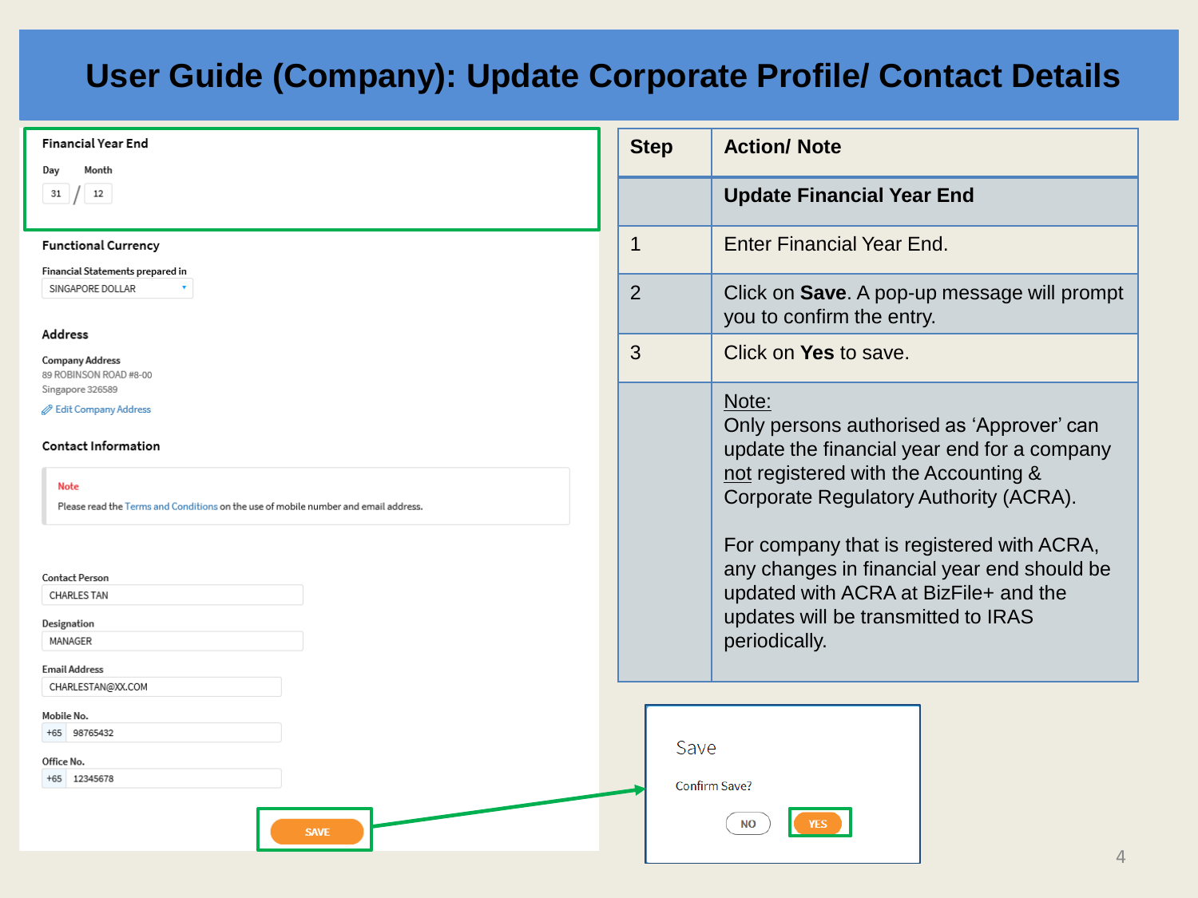# User Guide (Company): Update Corporate Profile/ Contact Details

**Financial Year End**

Day / Month

31 / 12

**Functional Currency**

Financial Statements prepared in

SINGAPORE DOLLAR

**Address**

Company Address

89 ROBINSON ROAD #8-00
Singapore 326589

Edit Company Address

**Contact Information**

Note

Please read the Terms and Conditions on the use of mobile number and email address.

Contact Person: CHARLES TAN

Designation: MANAGER

Email Address: CHARLESTAN@XX.COM

Mobile No.: +65 98765432

Office No.: +65 12345678

SAVE

| Step | Action/ Note |
|---|---|
| | **Update Financial Year End** |
| 1 | Enter Financial Year End. |
| 2 | Click on **Save**. A pop-up message will prompt you to confirm the entry. |
| 3 | Click on **Yes** to save. |
| | Note:<br>Only persons authorised as 'Approver' can update the financial year end for a company not registered with the Accounting & Corporate Regulatory Authority (ACRA).<br><br>For company that is registered with ACRA, any changes in financial year end should be updated with ACRA at BizFile+ and the updates will be transmitted to IRAS periodically. |

Save

Confirm Save?

NO YES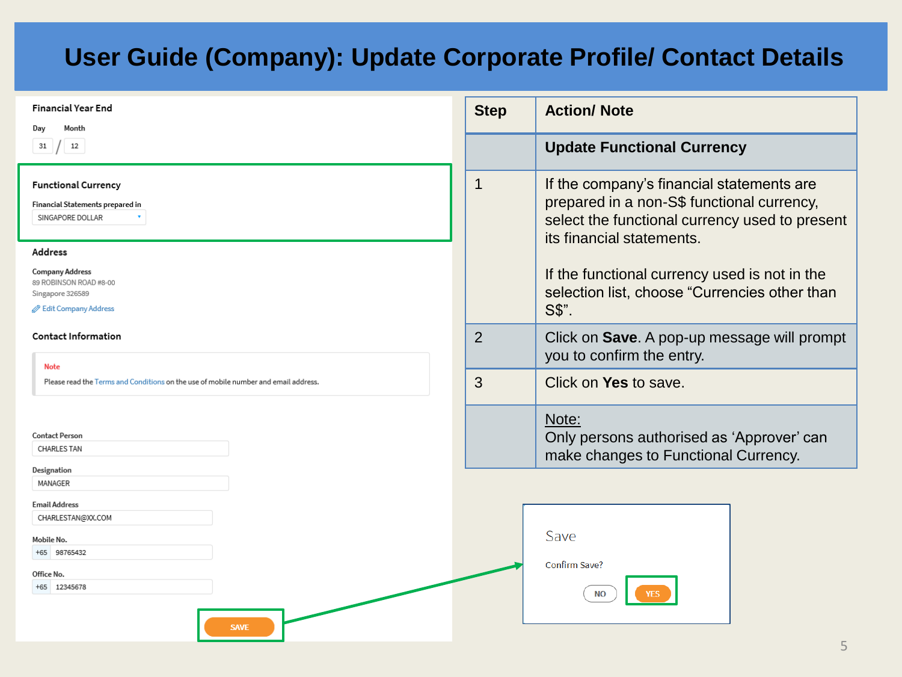# User Guide (Company): Update Corporate Profile/ Contact Details

**Financial Year End**

Day / Month

31 / 12

**Functional Currency**

Financial Statements prepared in

SINGAPORE DOLLAR

**Address**

Company Address

89 ROBINSON ROAD #8-00

Singapore 326589

Edit Company Address

**Contact Information**

Note

Please read the Terms and Conditions on the use of mobile number and email address.

Contact Person: CHARLES TAN

Designation: MANAGER

Email Address: CHARLESTAN@XX.COM

Mobile No.: +65 98765432

Office No.: +65 12345678

SAVE

| Step | Action/ Note |
|---|---|
| | **Update Functional Currency** |
| 1 | If the company's financial statements are prepared in a non-S$ functional currency, select the functional currency used to present its financial statements.<br><br>If the functional currency used is not in the selection list, choose "Currencies other than S$". |
| 2 | Click on **Save**. A pop-up message will prompt you to confirm the entry. |
| 3 | Click on **Yes** to save. |
| | Note:<br>Only persons authorised as 'Approver' can make changes to Functional Currency. |

Save

Confirm Save?

NO YES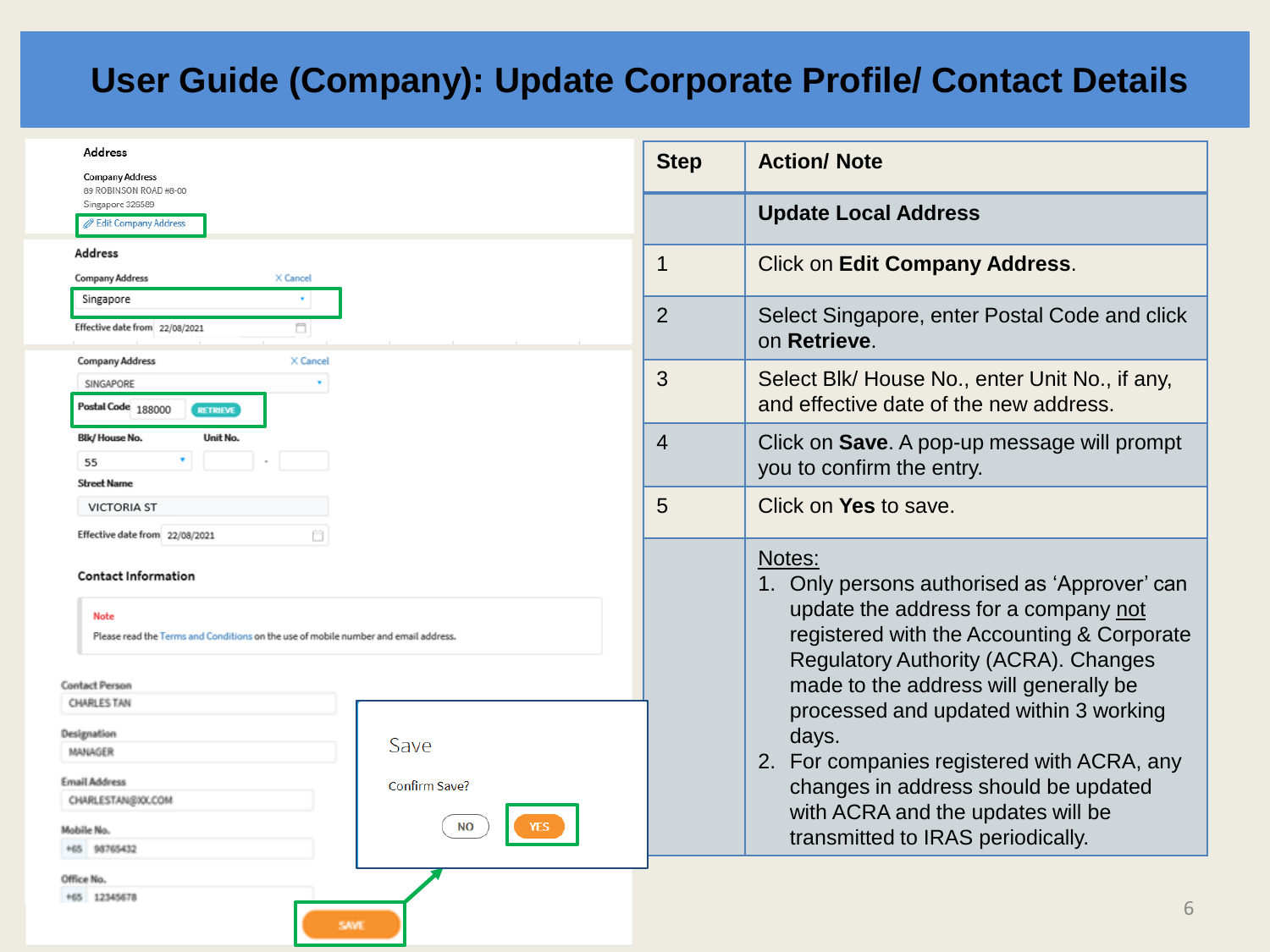# User Guide (Company): Update Corporate Profile/ Contact Details

| Step | Action/ Note |
|---|---|
| | **Update Local Address** |
| 1 | Click on **Edit Company Address**. |
| 2 | Select Singapore, enter Postal Code and click on **Retrieve**. |
| 3 | Select Blk/ House No., enter Unit No., if any, and effective date of the new address. |
| 4 | Click on **Save**. A pop-up message will prompt you to confirm the entry. |
| 5 | Click on **Yes** to save. |
| | Notes:<br>1. Only persons authorised as 'Approver' can update the address for a company not registered with the Accounting & Corporate Regulatory Authority (ACRA). Changes made to the address will generally be processed and updated within 3 working days.<br>2. For companies registered with ACRA, any changes in address should be updated with ACRA and the updates will be transmitted to IRAS periodically. |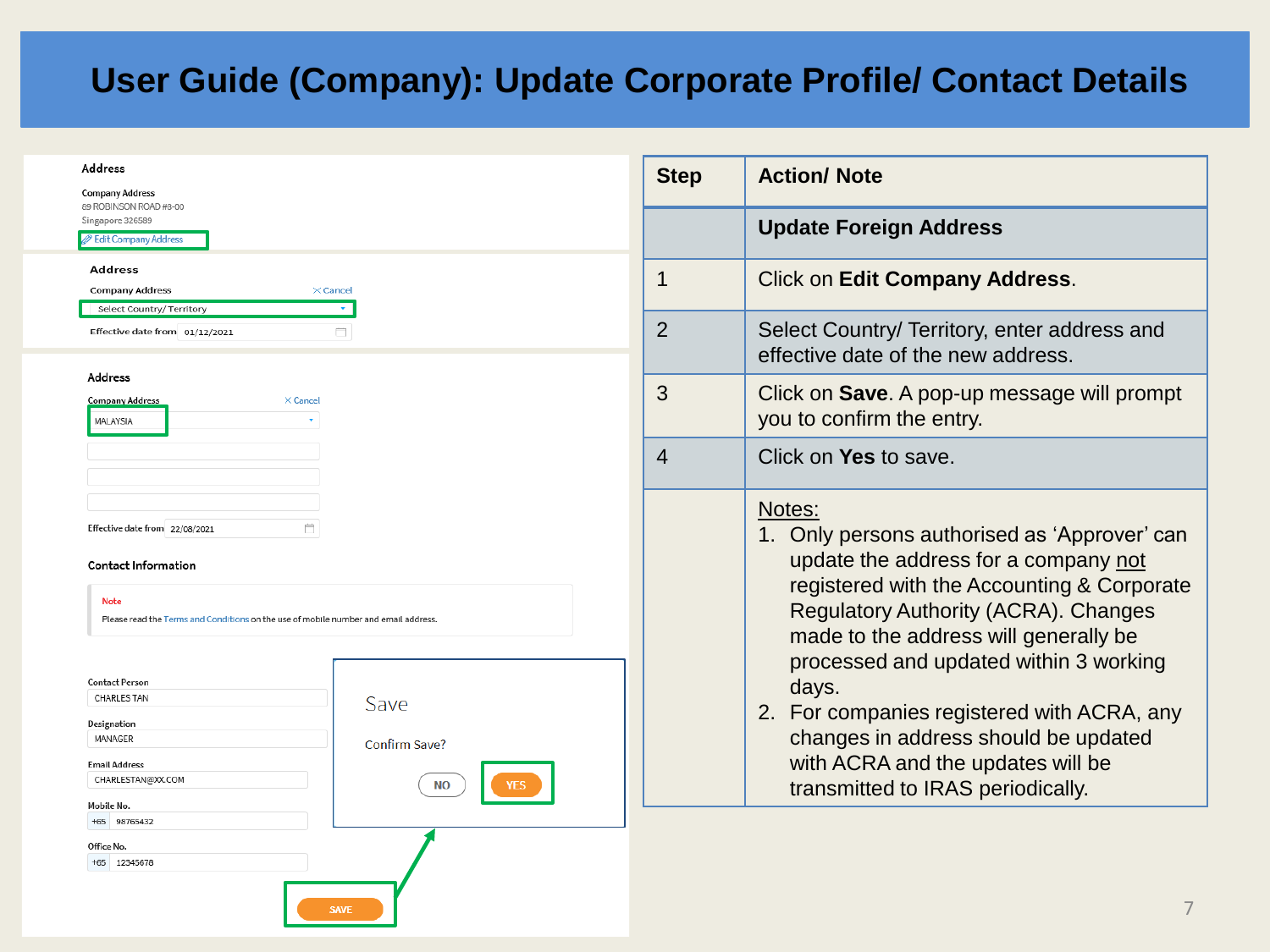# User Guide (Company): Update Corporate Profile/ Contact Details

Address

Company Address
69 ROBINSON ROAD #8-00
Singapore 326589
Edit Company Address

Address

Company Address ✕ Cancel
Select Country/ Territory
Effective date from 01/12/2021

Address

Company Address ✕ Cancel
MALAYSIA

Effective date from 22/08/2021

Contact Information

Note
Please read the Terms and Conditions on the use of mobile number and email address.

Contact Person
CHARLES TAN

Designation
MANAGER

Email Address
CHARLESTAN@XX.COM

Mobile No.
+65 98765432

Office No.
+65 12345678

SAVE

Save

Confirm Save?

NO YES

| Step | Action/ Note |
|---|---|
| | **Update Foreign Address** |
| 1 | Click on **Edit Company Address**. |
| 2 | Select Country/ Territory, enter address and effective date of the new address. |
| 3 | Click on **Save**. A pop-up message will prompt you to confirm the entry. |
| 4 | Click on **Yes** to save. |
| | Notes:<br>1. Only persons authorised as 'Approver' can update the address for a company not registered with the Accounting & Corporate Regulatory Authority (ACRA). Changes made to the address will generally be processed and updated within 3 working days.<br>2. For companies registered with ACRA, any changes in address should be updated with ACRA and the updates will be transmitted to IRAS periodically. |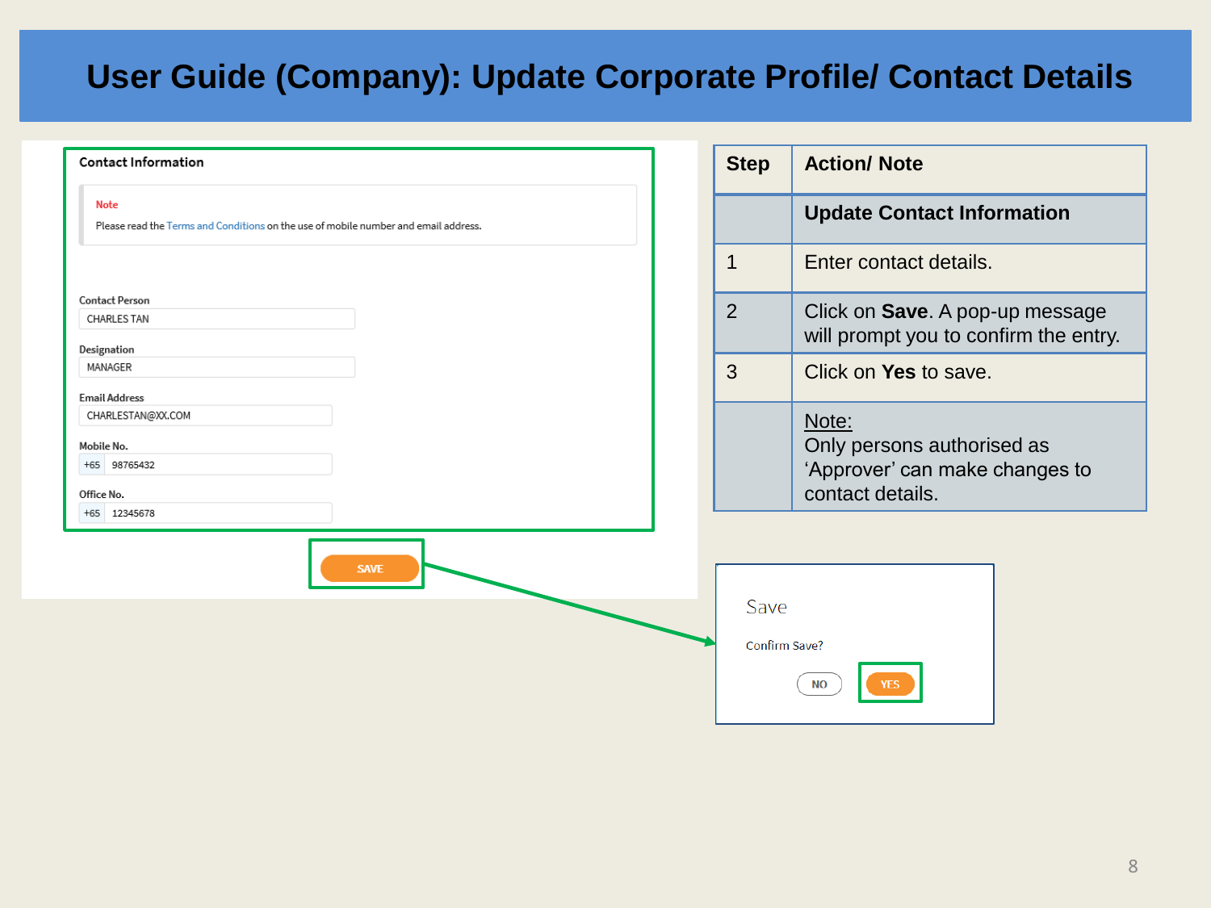# User Guide (Company): Update Corporate Profile/ Contact Details

**Contact Information**

Note

Please read the Terms and Conditions on the use of mobile number and email address.

Contact Person
CHARLES TAN

Designation
MANAGER

Email Address
CHARLESTAN@XX.COM

Mobile No.
+65 98765432

Office No.
+65 12345678

SAVE

Save

Confirm Save?

NO YES

| Step | Action/ Note |
|---|---|
| | **Update Contact Information** |
| 1 | Enter contact details. |
| 2 | Click on **Save**. A pop-up message will prompt you to confirm the entry. |
| 3 | Click on **Yes** to save. |
| | Note: Only persons authorised as 'Approver' can make changes to contact details. |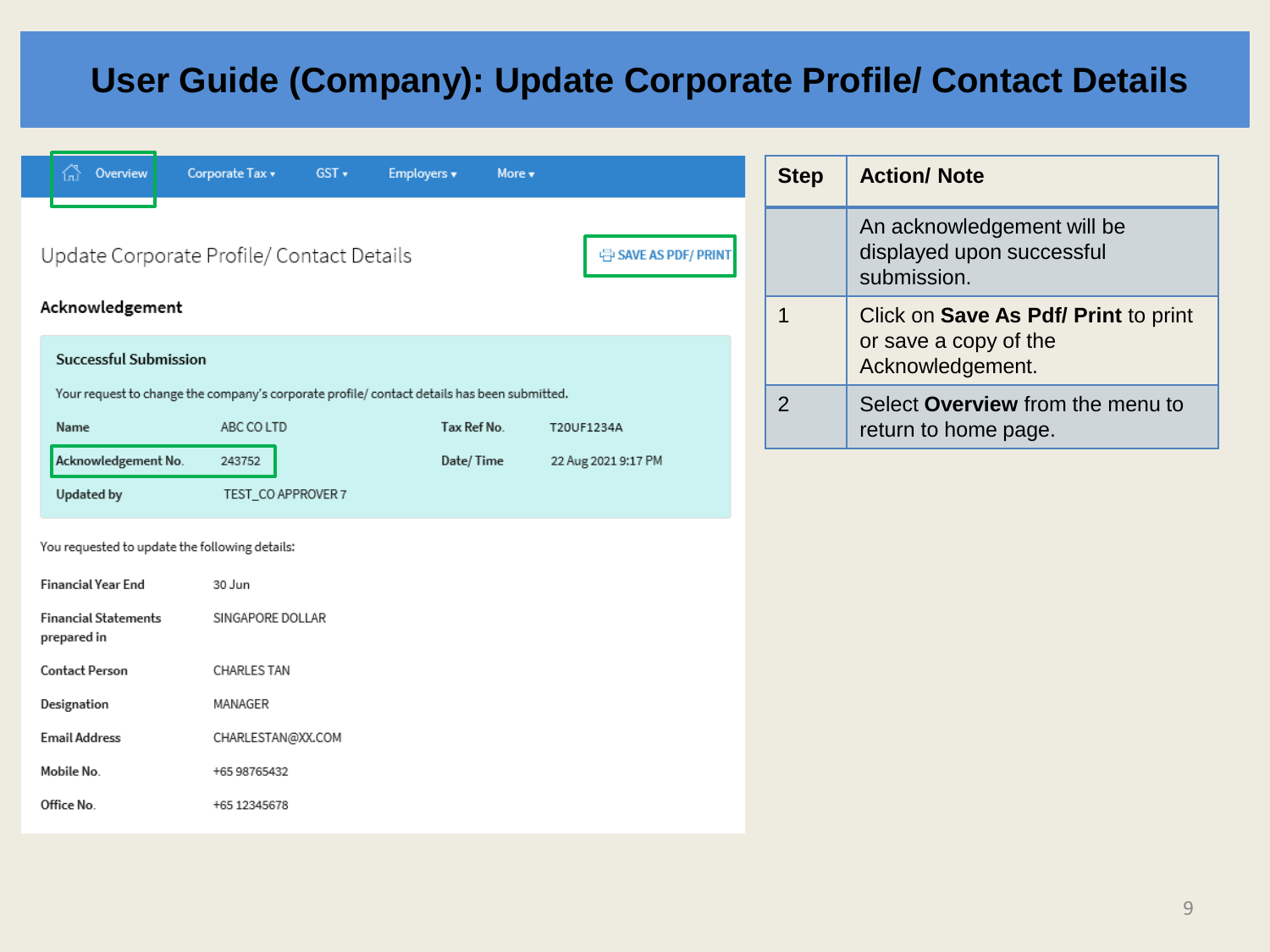# User Guide (Company): Update Corporate Profile/ Contact Details

Overview | Corporate Tax ▾ | GST ▾ | Employers ▾ | More ▾

## Update Corporate Profile/ Contact Details

SAVE AS PDF/ PRINT

### Acknowledgement

**Successful Submission**

Your request to change the company's corporate profile/ contact details has been submitted.

| | | | |
|---|---|---|---|
| **Name** | ABC CO LTD | **Tax Ref No.** | T20UF1234A |
| **Acknowledgement No.** | 243752 | **Date/ Time** | 22 Aug 2021 9:17 PM |
| **Updated by** | TEST_CO APPROVER 7 | | |

You requested to update the following details:

| | |
|---|---|
| **Financial Year End** | 30 Jun |
| **Financial Statements prepared in** | SINGAPORE DOLLAR |
| **Contact Person** | CHARLES TAN |
| **Designation** | MANAGER |
| **Email Address** | CHARLESTAN@XX.COM |
| **Mobile No.** | +65 98765432 |
| **Office No.** | +65 12345678 |

| Step | Action/ Note |
|---|---|
| | An acknowledgement will be displayed upon successful submission. |
| 1 | Click on **Save As Pdf/ Print** to print or save a copy of the Acknowledgement. |
| 2 | Select **Overview** from the menu to return to home page. |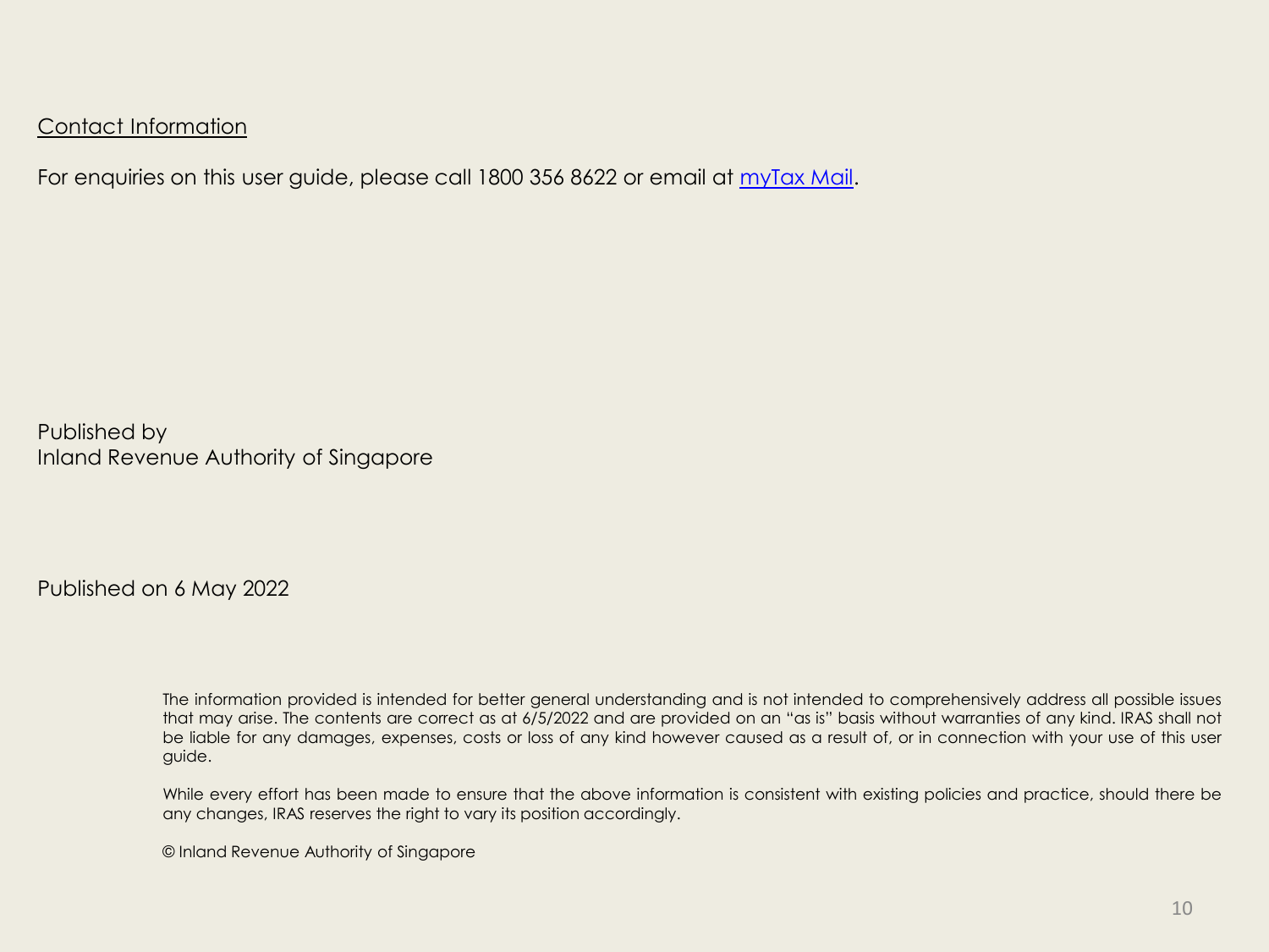Contact Information

For enquiries on this user guide, please call 1800 356 8622 or email at myTax Mail.

Published by
Inland Revenue Authority of Singapore

Published on 6 May 2022

The information provided is intended for better general understanding and is not intended to comprehensively address all possible issues that may arise. The contents are correct as at 6/5/2022 and are provided on an "as is" basis without warranties of any kind. IRAS shall not be liable for any damages, expenses, costs or loss of any kind however caused as a result of, or in connection with your use of this user guide.

While every effort has been made to ensure that the above information is consistent with existing policies and practice, should there be any changes, IRAS reserves the right to vary its position accordingly.

© Inland Revenue Authority of Singapore